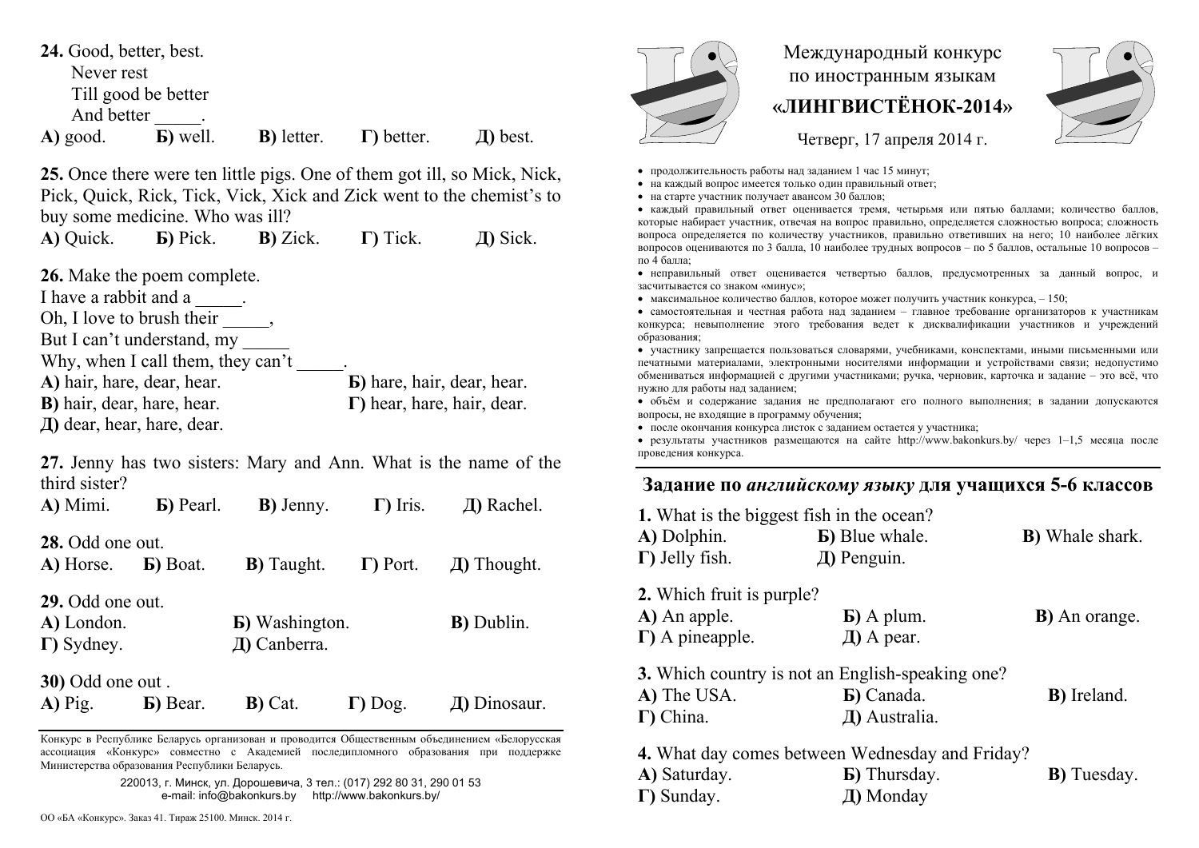**24.** Good, better, best.
Never rest
Till good be better
And better _____.

**А)** good. **Б)** well. **В)** letter. **Г)** better. **Д)** best.

**25.** Once there were ten little pigs. One of them got ill, so Mick, Nick, Pick, Quick, Rick, Tick, Vick, Xick and Zick went to the chemist's to buy some medicine. Who was ill?

**А)** Quick. **Б)** Pick. **В)** Zick. **Г)** Tick. **Д)** Sick.

**26.** Make the poem complete.
I have a rabbit and a _____.
Oh, I love to brush their _____,
But I can't understand, my _____
Why, when I call them, they can't _____.

**А)** hair, hare, dear, hear.
**Б)** hare, hair, dear, hear.
**В)** hair, dear, hare, hear.
**Г)** hear, hare, hair, dear.
**Д)** dear, hear, hare, dear.

**27.** Jenny has two sisters: Mary and Ann. What is the name of the third sister?

**А)** Mimi. **Б)** Pearl. **В)** Jenny. **Г)** Iris. **Д)** Rachel.

**28.** Odd one out.

**А)** Horse. **Б)** Boat. **В)** Taught. **Г)** Port. **Д)** Thought.

**29.** Odd one out.

**А)** London. **Б)** Washington. **В)** Dublin.
**Г)** Sydney. **Д)** Canberra.

**30)** Odd one out .

**А)** Pig. **Б)** Bear. **В)** Cat. **Г)** Dog. **Д)** Dinosaur.

Конкурс в Республике Беларусь организован и проводится Общественным объединением «Белорусская ассоциация «Конкурс» совместно с Академией последипломного образования при поддержке Министерства образования Республики Беларусь.

220013, г. Минск, ул. Дорошевича, 3 тел.: (017) 292 80 31, 290 01 53
e-mail: info@bakonkurs.by http://www.bakonkurs.by/

ОО «БА «Конкурс». Заказ 41. Тираж 25100. Минск. 2014 г.

# Международный конкурс по иностранным языкам «ЛИНГВИСТЁНОК-2014»

Четверг, 17 апреля 2014 г.

- продолжительность работы над заданием 1 час 15 минут;
- на каждый вопрос имеется только один правильный ответ;
- на старте участник получает авансом 30 баллов;
- каждый правильный ответ оценивается тремя, четырьмя или пятью баллами; количество баллов, которые набирает участник, отвечая на вопрос правильно, определяется сложностью вопроса; сложность вопроса определяется по количеству участников, правильно ответивших на него; 10 наиболее лёгких вопросов оцениваются по 3 балла, 10 наиболее трудных вопросов – по 5 баллов, остальные 10 вопросов – по 4 балла;
- неправильный ответ оценивается четвертью баллов, предусмотренных за данный вопрос, и засчитывается со знаком «минус»;
- максимальное количество баллов, которое может получить участник конкурса, – 150;
- самостоятельная и честная работа над заданием – главное требование организаторов к участникам конкурса; невыполнение этого требования ведет к дисквалификации участников и учреждений образования;
- участнику запрещается пользоваться словарями, учебниками, конспектами, иными письменными или печатными материалами, электронными носителями информации и устройствами связи; недопустимо обмениваться информацией с другими участниками; ручка, черновик, карточка и задание – это всё, что нужно для работы над заданием;
- объём и содержание задания не предполагают его полного выполнения; в задании допускаются вопросы, не входящие в программу обучения;
- после окончания конкурса листок с заданием остается у участника;
- результаты участников размещаются на сайте http://www.bakonkurs.by/ через 1–1,5 месяца после проведения конкурса.

## Задание по *английскому языку* для учащихся 5-6 классов

**1.** What is the biggest fish in the ocean?

**А)** Dolphin. **Б)** Blue whale. **В)** Whale shark.
**Г)** Jelly fish. **Д)** Penguin.

**2.** Which fruit is purple?

**А)** An apple. **Б)** A plum. **В)** An orange.
**Г)** A pineapple. **Д)** A pear.

**3.** Which country is not an English-speaking one?

**А)** The USA. **Б)** Canada. **В)** Ireland.
**Г)** China. **Д)** Australia.

**4.** What day comes between Wednesday and Friday?

**А)** Saturday. **Б)** Thursday. **В)** Tuesday.
**Г)** Sunday. **Д)** Monday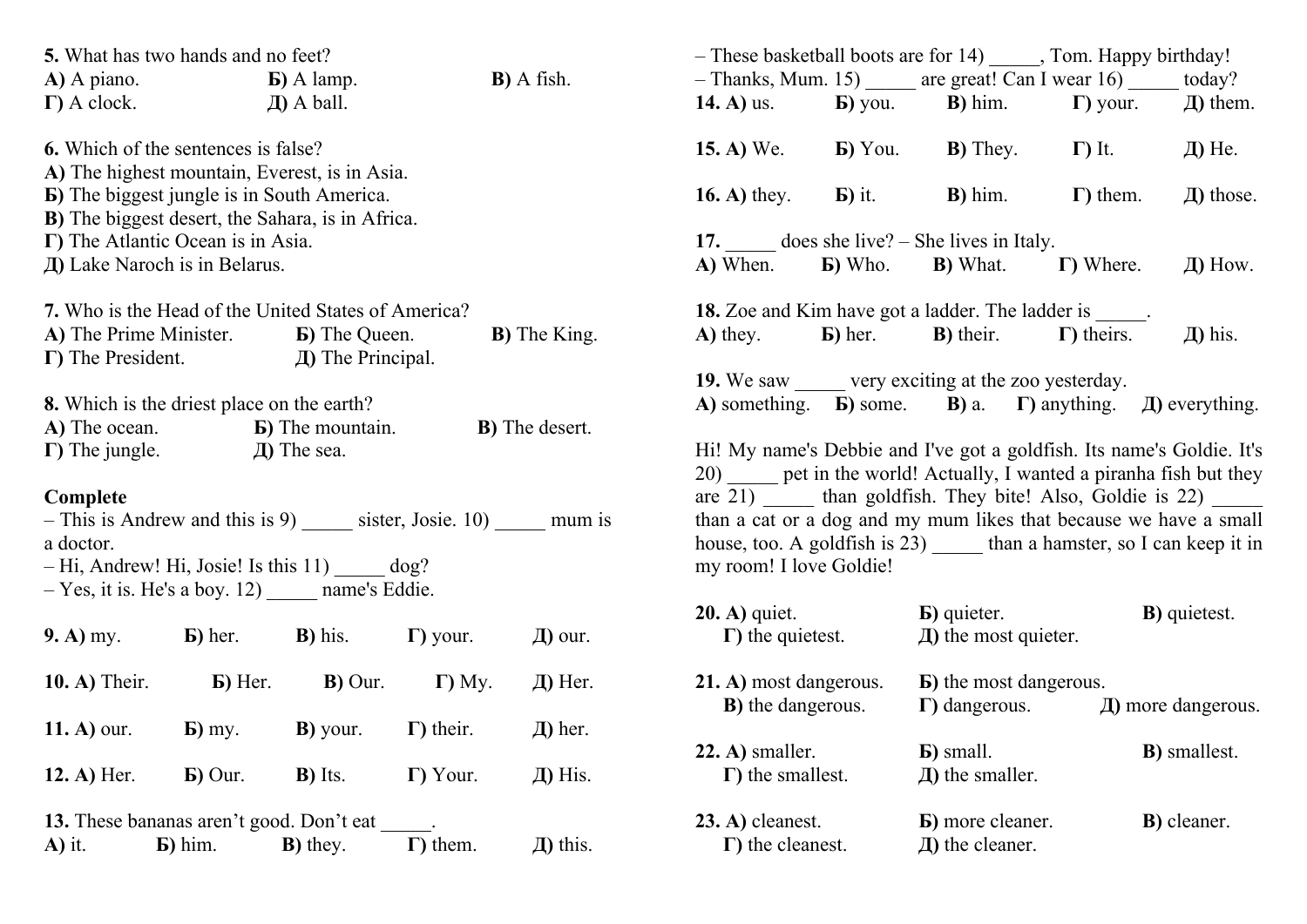**5.** What has two hands and no feet?
**А)** A piano. **Б)** A lamp. **В)** A fish.
**Г)** A clock. **Д)** A ball.

**6.** Which of the sentences is false?
**А)** The highest mountain, Everest, is in Asia.
**Б)** The biggest jungle is in South America.
**В)** The biggest desert, the Sahara, is in Africa.
**Г)** The Atlantic Ocean is in Asia.
**Д)** Lake Naroch is in Belarus.

**7.** Who is the Head of the United States of America?
**А)** The Prime Minister. **Б)** The Queen. **В)** The King.
**Г)** The President. **Д)** The Principal.

**8.** Which is the driest place on the earth?
**А)** The ocean. **Б)** The mountain. **В)** The desert.
**Г)** The jungle. **Д)** The sea.

**Complete**

– This is Andrew and this is 9) _____ sister, Josie. 10) _____ mum is a doctor.
– Hi, Andrew! Hi, Josie! Is this 11) _____ dog?
– Yes, it is. He's a boy. 12) _____ name's Eddie.

**9. А)** my. **Б)** her. **В)** his. **Г)** your. **Д)** our.

**10. А)** Their. **Б)** Her. **В)** Our. **Г)** My. **Д)** Her.

**11. А)** our. **Б)** my. **В)** your. **Г)** their. **Д)** her.

**12. А)** Her. **Б)** Our. **В)** Its. **Г)** Your. **Д)** His.

**13.** These bananas aren't good. Don't eat _____.
**А)** it. **Б)** him. **В)** they. **Г)** them. **Д)** this.

– These basketball boots are for 14) _____, Tom. Happy birthday!
– Thanks, Mum. 15) _____ are great! Can I wear 16) _____ today?

**14. А)** us. **Б)** you. **В)** him. **Г)** your. **Д)** them.

**15. А)** We. **Б)** You. **В)** They. **Г)** It. **Д)** He.

**16. А)** they. **Б)** it. **В)** him. **Г)** them. **Д)** those.

**17.** _____ does she live? – She lives in Italy.
**А)** When. **Б)** Who. **В)** What. **Г)** Where. **Д)** How.

**18.** Zoe and Kim have got a ladder. The ladder is _____.
**А)** they. **Б)** her. **В)** their. **Г)** theirs. **Д)** his.

**19.** We saw _____ very exciting at the zoo yesterday.
**А)** something. **Б)** some. **В)** a. **Г)** anything. **Д)** everything.

Hi! My name's Debbie and I've got a goldfish. Its name's Goldie. It's 20) _____ pet in the world! Actually, I wanted a piranha fish but they are 21) _____ than goldfish. They bite! Also, Goldie is 22) _____ than a cat or a dog and my mum likes that because we have a small house, too. A goldfish is 23) _____ than a hamster, so I can keep it in my room! I love Goldie!

**20. А)** quiet. **Б)** quieter. **В)** quietest.
**Г)** the quietest. **Д)** the most quieter.

**21. А)** most dangerous. **Б)** the most dangerous.
**В)** the dangerous. **Г)** dangerous. **Д)** more dangerous.

**22. А)** smaller. **Б)** small. **В)** smallest.
**Г)** the smallest. **Д)** the smaller.

**23. А)** cleanest. **Б)** more cleaner. **В)** cleaner.
**Г)** the cleanest. **Д)** the cleaner.